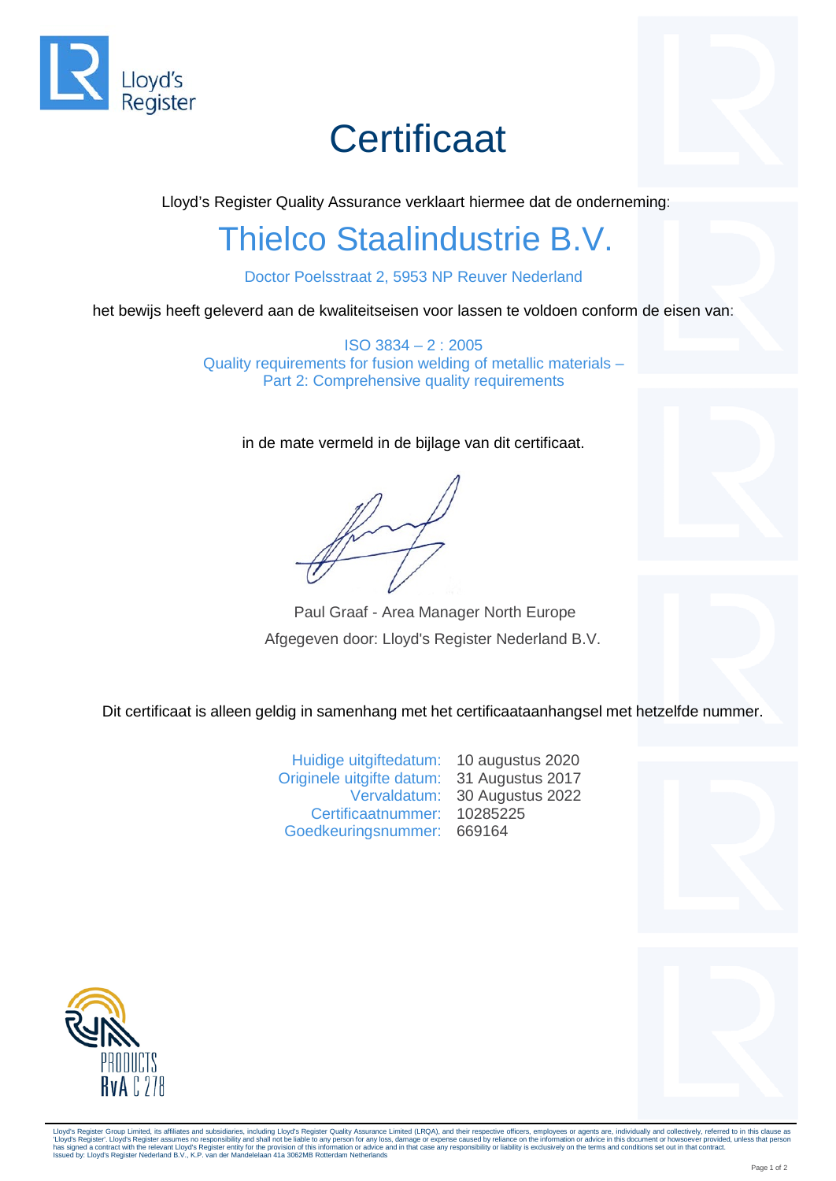Lloyd's Register

# Certificaat

Lloyd's Register Quality Assurance verklaart hiermee dat de onderneming:

## Thielco Staalindustrie B.V.

Doctor Poelsstraat 2, 5953 NP Reuver Nederland

het bewijs heeft geleverd aan de kwaliteitseisen voor lassen te voldoen conform de eisen van:

ISO 3834 – 2 : 2005
Quality requirements for fusion welding of metallic materials –
Part 2: Comprehensive quality requirements

in de mate vermeld in de bijlage van dit certificaat.

Paul Graaf - Area Manager North Europe

Afgegeven door: Lloyd's Register Nederland B.V.

Dit certificaat is alleen geldig in samenhang met het certificaataanhangsel met hetzelfde nummer.

| | |
|---|---|
| Huidige uitgiftedatum: | 10 augustus 2020 |
| Originele uitgifte datum: | 31 Augustus 2017 |
| Vervaldatum: | 30 Augustus 2022 |
| Certificaatnummer: | 10285225 |
| Goedkeuringsnummer: | 669164 |

PRODUCTS
RvA C 278

Lloyd's Register Group Limited, its affiliates and subsidiaries, including Lloyd's Register Quality Assurance Limited (LRQA), and their respective officers, employees or agents are, individually and collectively, referred to in this clause as 'Lloyd's Register'. Lloyd's Register assumes no responsibility and shall not be liable to any person for any loss, damage or expense caused by reliance on the information or advice in this document or howsoever provided, unless that person has signed a contract with the relevant Lloyd's Register entity for the provision of this information or advice and in that case any responsibility or liability is exclusively on the terms and conditions set out in that contract.
Issued by: Lloyd's Register Nederland B.V., K.P. van der Mandelelaan 41a 3062MB Rotterdam Netherlands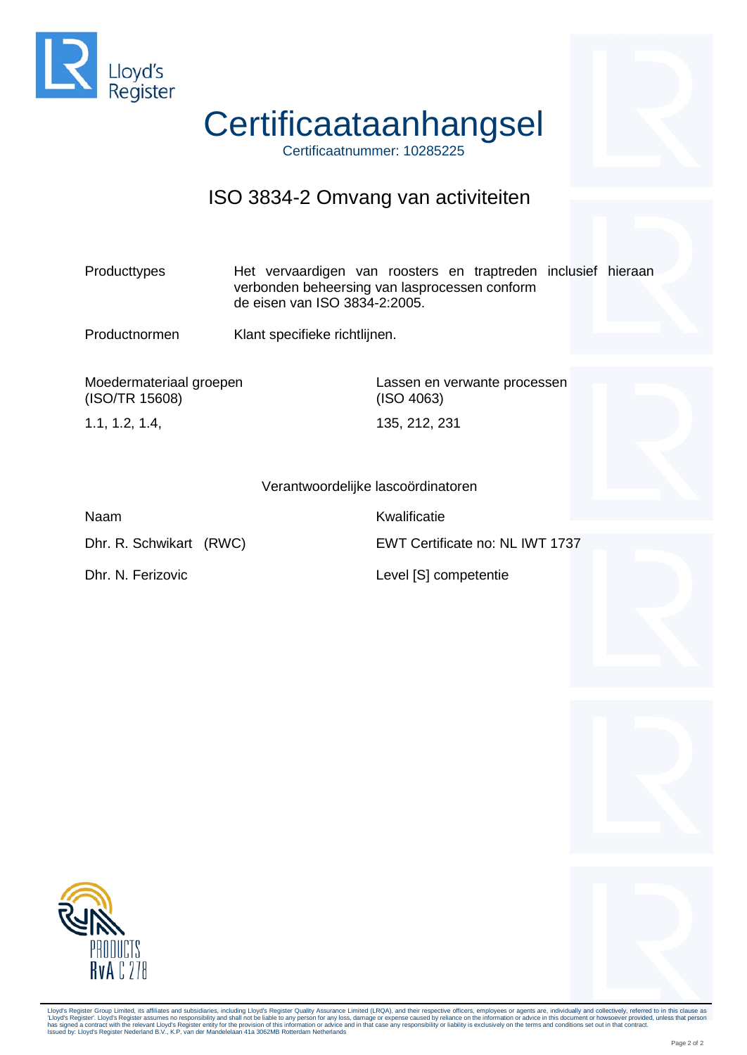Lloyd's Register

# Certificaataanhangsel

Certificaatnummer: 10285225

## ISO 3834-2 Omvang van activiteiten

| | |
|---|---|
| Producttypes | Het vervaardigen van roosters en traptreden inclusief hieraan verbonden beheersing van lasprocessen conform de eisen van ISO 3834-2:2005. |
| Productnormen | Klant specifieke richtlijnen. |

| Moedermateriaal groepen (ISO/TR 15608) | Lassen en verwante processen (ISO 4063) |
|---|---|
| 1.1, 1.2, 1.4, | 135, 212, 231 |

### Verantwoordelijke lascoördinatoren

| Naam | Kwalificatie |
|---|---|
| Dhr. R. Schwikart (RWC) | EWT Certificate no: NL IWT 1737 |
| Dhr. N. Ferizovic | Level [S] competentie |

RvA PRODUCTS
RvA C 278

Lloyd's Register Group Limited, its affiliates and subsidiaries, including Lloyd's Register Quality Assurance Limited (LRQA), and their respective officers, employees or agents are, individually and collectively, referred to in this clause as 'Lloyd's Register'. Lloyd's Register assumes no responsibility and shall not be liable to any person for any loss, damage or expense caused by reliance on the information or advice in this document or howsoever provided, unless that person has signed a contract with the relevant Lloyd's Register entity for the provision of this information or advice and in that case any responsibility or liability is exclusively on the terms and conditions set out in that contract.
Issued by: Lloyd's Register Nederland B.V., K.P. van der Mandelelaan 41a 3062MB Rotterdam Netherlands